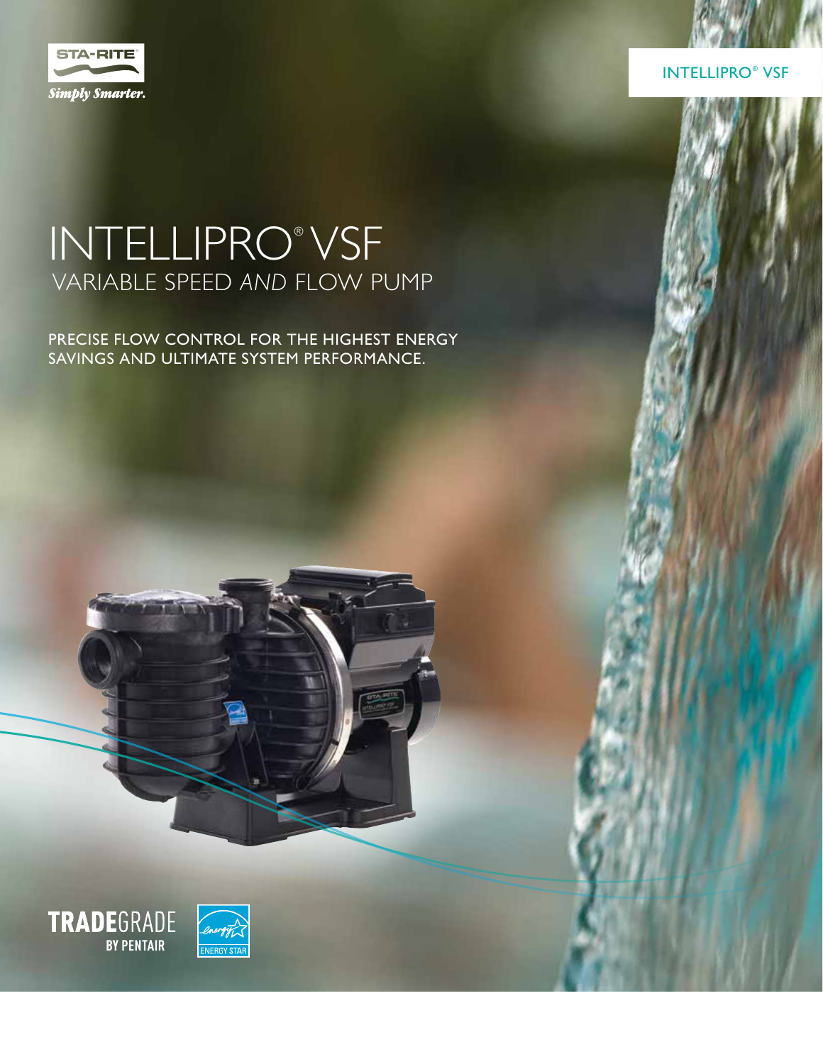STA-RITE®

*Simply Smarter.*

INTELLIPRO® VSF

# INTELLIPRO® VSF

## VARIABLE SPEED *AND* FLOW PUMP

PRECISE FLOW CONTROL FOR THE HIGHEST ENERGY SAVINGS AND ULTIMATE SYSTEM PERFORMANCE.

**TRADE**GRADE **BY PENTAIR**

ENERGY STAR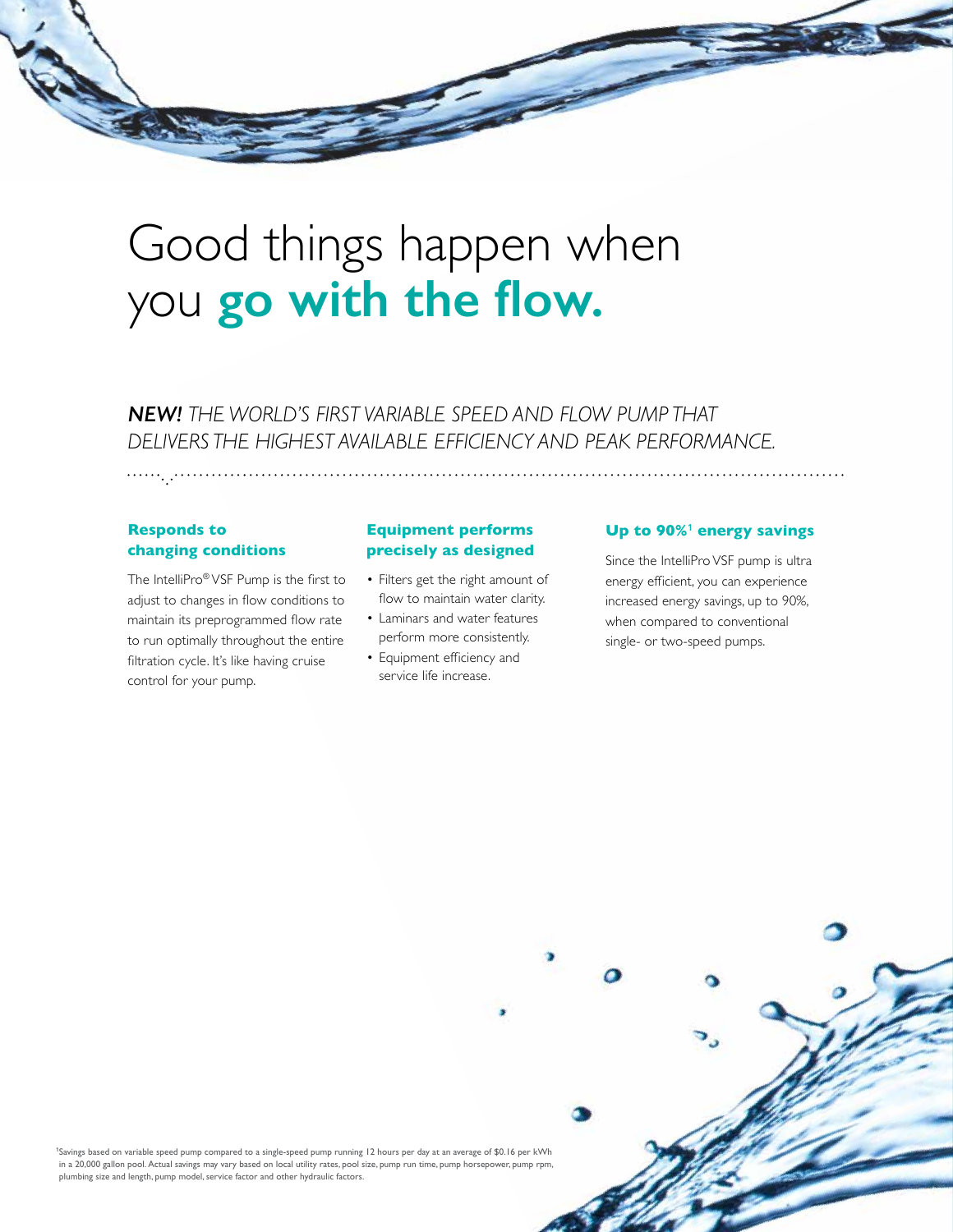# Good things happen when you **go with the flow.**

***NEW!*** *THE WORLD'S FIRST VARIABLE SPEED AND FLOW PUMP THAT DELIVERS THE HIGHEST AVAILABLE EFFICIENCY AND PEAK PERFORMANCE.*

### Responds to changing conditions

The IntelliPro® VSF Pump is the first to adjust to changes in flow conditions to maintain its preprogrammed flow rate to run optimally throughout the entire filtration cycle. It's like having cruise control for your pump.

### Equipment performs precisely as designed

- Filters get the right amount of flow to maintain water clarity.
- Laminars and water features perform more consistently.
- Equipment efficiency and service life increase.

### Up to 90%[1] energy savings

Since the IntelliPro VSF pump is ultra energy efficient, you can experience increased energy savings, up to 90%, when compared to conventional single- or two-speed pumps.

[1]Savings based on variable speed pump compared to a single-speed pump running 12 hours per day at an average of $0.16 per kWh in a 20,000 gallon pool. Actual savings may vary based on local utility rates, pool size, pump run time, pump horsepower, pump rpm, plumbing size and length, pump model, service factor and other hydraulic factors.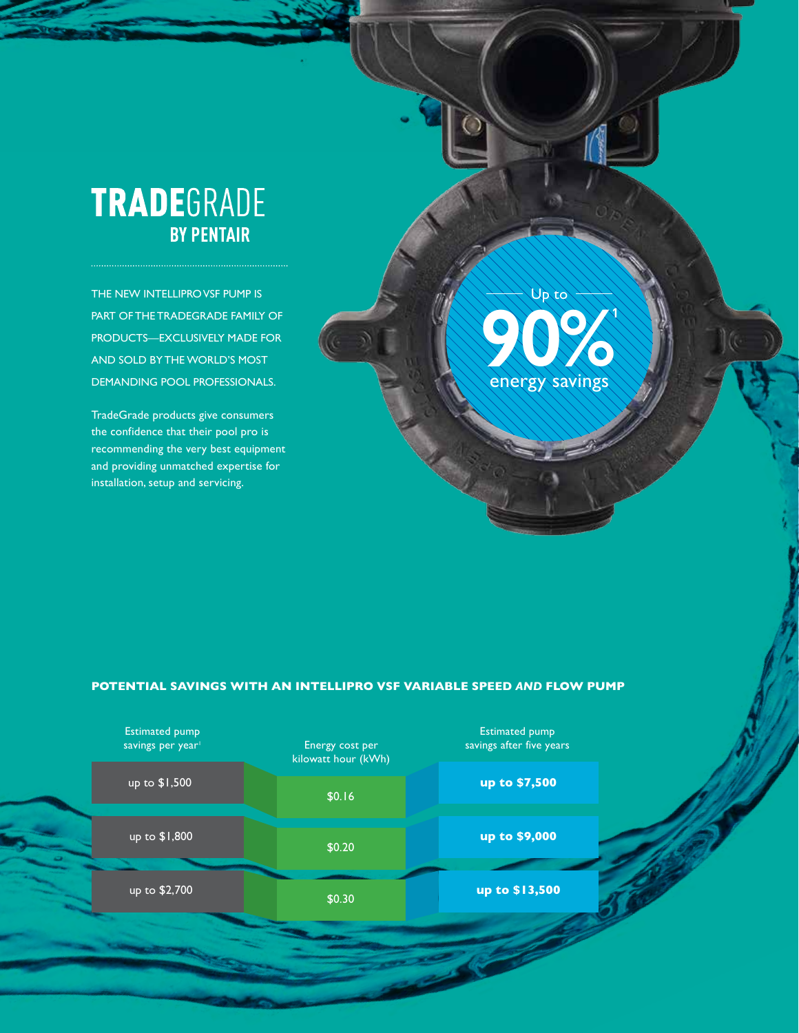# TRADEGRADE
## BY PENTAIR

THE NEW INTELLIPRO VSF PUMP IS PART OF THE TRADEGRADE FAMILY OF PRODUCTS—EXCLUSIVELY MADE FOR AND SOLD BY THE WORLD'S MOST DEMANDING POOL PROFESSIONALS.

TradeGrade products give consumers the confidence that their pool pro is recommending the very best equipment and providing unmatched expertise for installation, setup and servicing.

Up to **90%**[1] energy savings

### POTENTIAL SAVINGS WITH AN INTELLIPRO VSF VARIABLE SPEED *AND* FLOW PUMP

| Estimated pump savings per year[1] | Energy cost per kilowatt hour (kWh) | Estimated pump savings after five years |
|---|---|---|
| up to $1,500 | $0.16 | **up to $7,500** |
| up to $1,800 | $0.20 | **up to $9,000** |
| up to $2,700 | $0.30 | **up to $13,500** |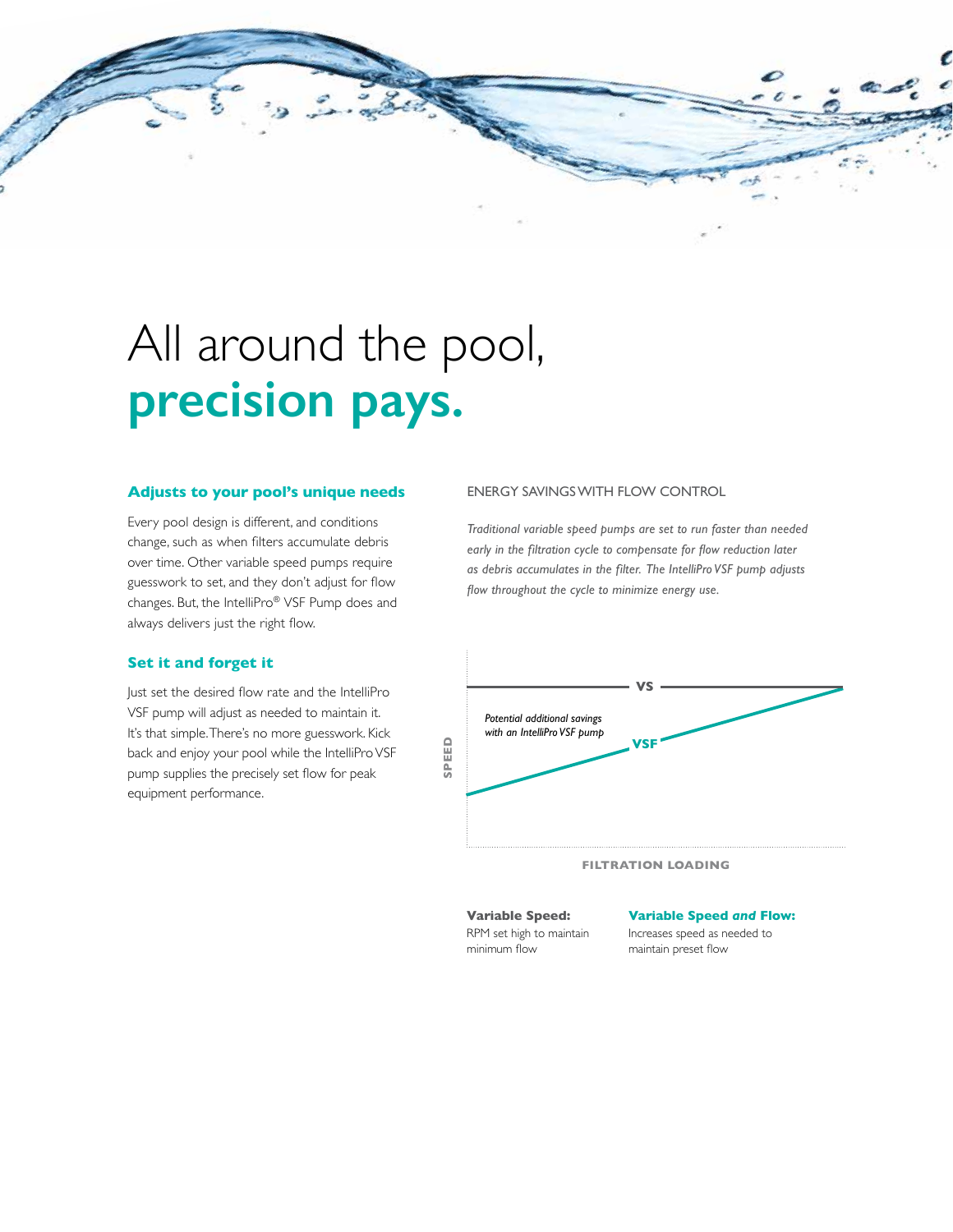# All around the pool, **precision pays.**

### Adjusts to your pool's unique needs

Every pool design is different, and conditions change, such as when filters accumulate debris over time. Other variable speed pumps require guesswork to set, and they don't adjust for flow changes. But, the IntelliPro® VSF Pump does and always delivers just the right flow.

### Set it and forget it

Just set the desired flow rate and the IntelliPro VSF pump will adjust as needed to maintain it. It's that simple. There's no more guesswork. Kick back and enjoy your pool while the IntelliPro VSF pump supplies the precisely set flow for peak equipment performance.

ENERGY SAVINGS WITH FLOW CONTROL

*Traditional variable speed pumps are set to run faster than needed early in the filtration cycle to compensate for flow reduction later as debris accumulates in the filter. The IntelliPro VSF pump adjusts flow throughout the cycle to minimize energy use.*

VS

*Potential additional savings with an IntelliPro VSF pump*

VSF

SPEED

FILTRATION LOADING

**Variable Speed:** RPM set high to maintain minimum flow

**Variable Speed *and* Flow:** Increases speed as needed to maintain preset flow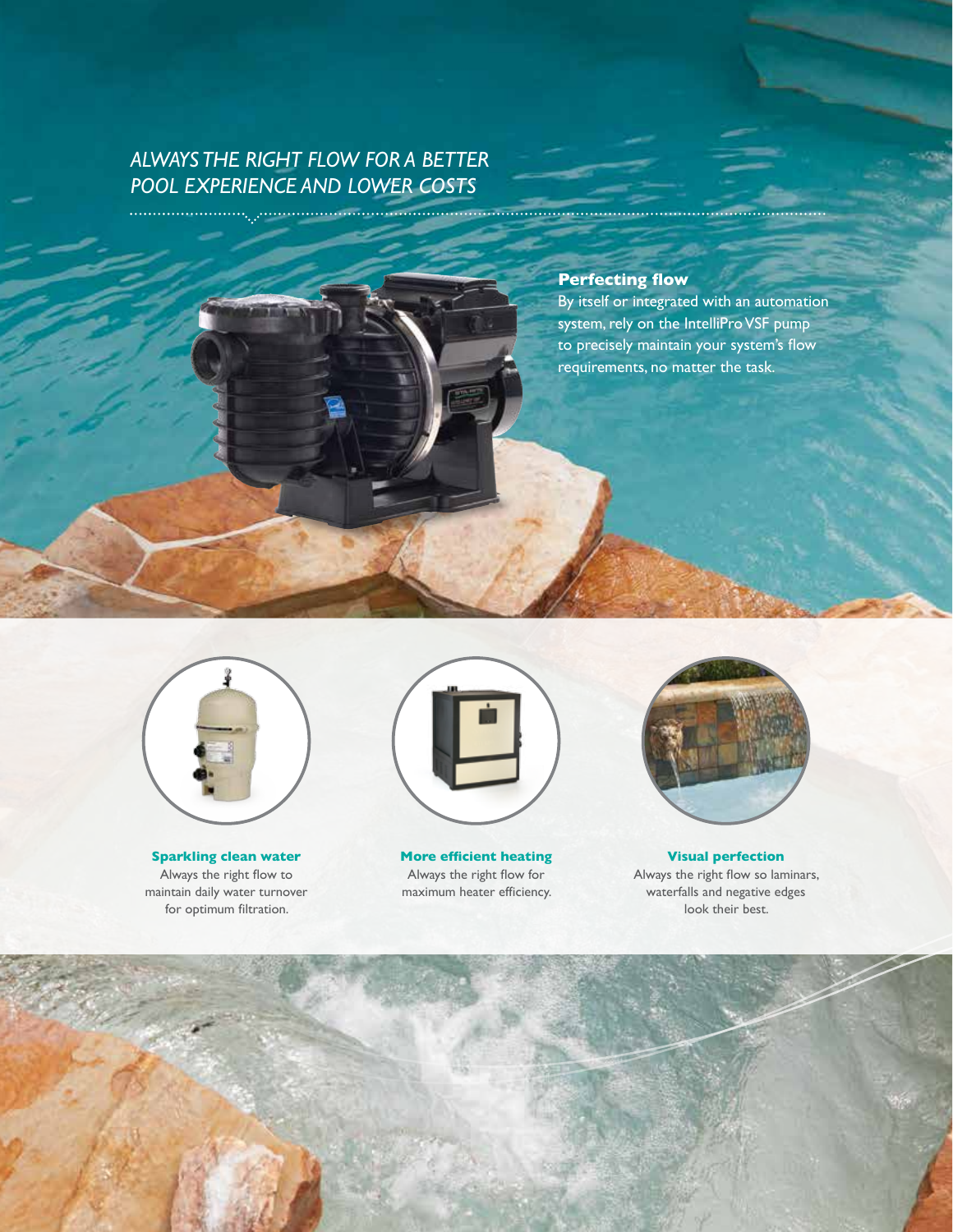## ALWAYS THE RIGHT FLOW FOR A BETTER POOL EXPERIENCE AND LOWER COSTS

### Perfecting flow

By itself or integrated with an automation system, rely on the IntelliPro VSF pump to precisely maintain your system's flow requirements, no matter the task.

**Sparkling clean water**

Always the right flow to maintain daily water turnover for optimum filtration.

**More efficient heating**

Always the right flow for maximum heater efficiency.

**Visual perfection**

Always the right flow so laminars, waterfalls and negative edges look their best.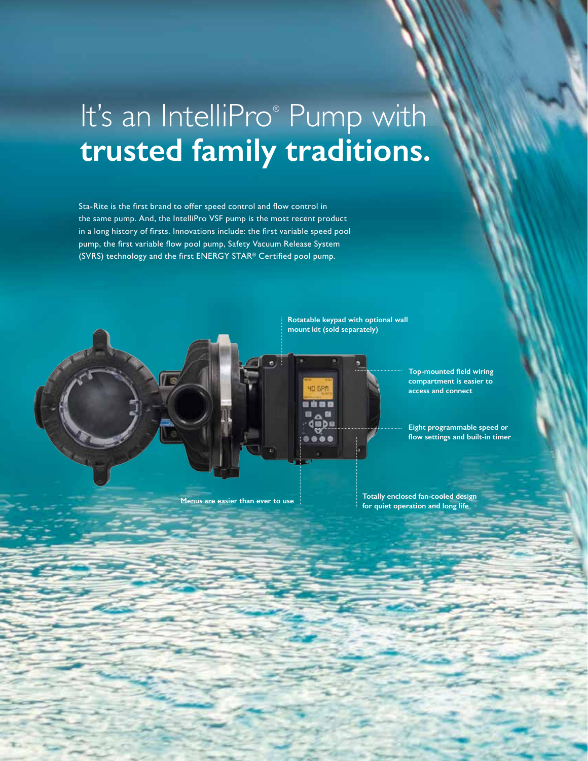# It's an IntelliPro® Pump with **trusted family traditions.**

Sta-Rite is the first brand to offer speed control and flow control in the same pump. And, the IntelliPro VSF pump is the most recent product in a long history of firsts. Innovations include: the first variable speed pool pump, the first variable flow pool pump, Safety Vacuum Release System (SVRS) technology and the first ENERGY STAR® Certified pool pump.

**Rotatable keypad with optional wall mount kit (sold separately)**

**Top-mounted field wiring compartment is easier to access and connect**

**Eight programmable speed or flow settings and built-in timer**

**Menus are easier than ever to use**

**Totally enclosed fan-cooled design for quiet operation and long life**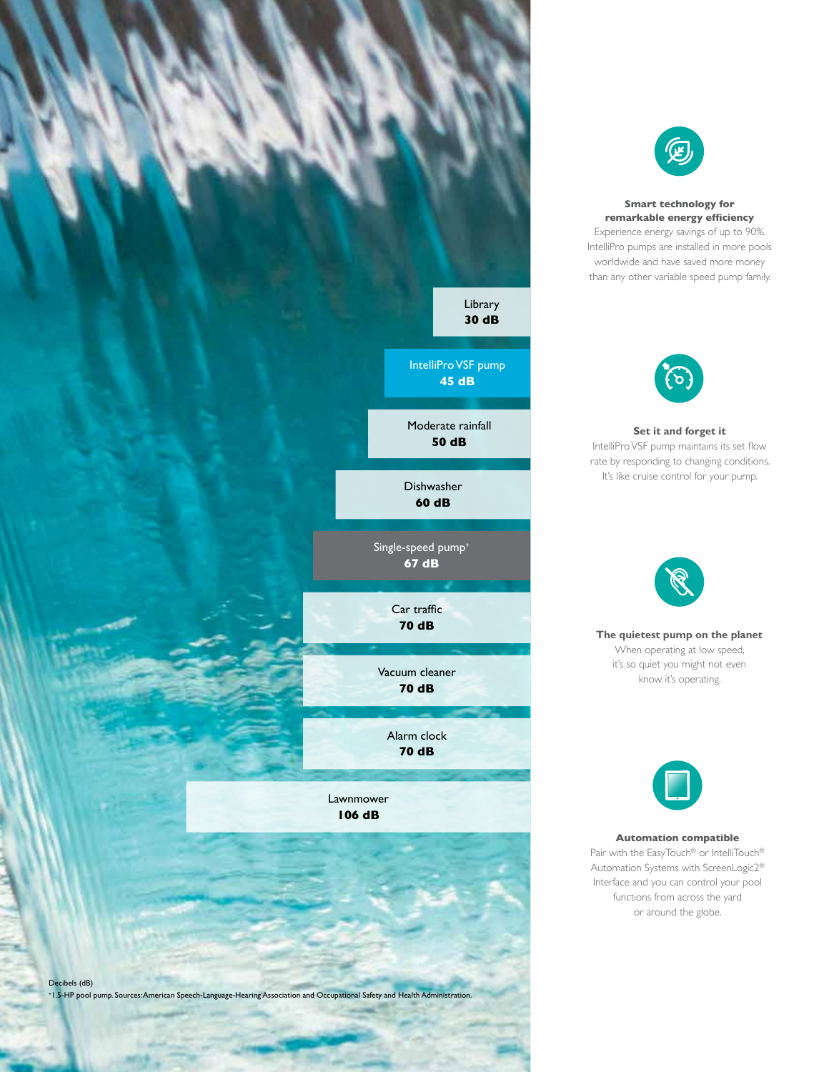Library
**30 dB**

IntelliPro VSF pump
**45 dB**

Moderate rainfall
**50 dB**

Dishwasher
**60 dB**

Single-speed pump+
**67 dB**

Car traffic
**70 dB**

Vacuum cleaner
**70 dB**

Alarm clock
**70 dB**

Lawnmower
**106 dB**

Decibels (dB)
+1.5-HP pool pump. Sources: American Speech-Language-Hearing Association and Occupational Safety and Health Administration.

**Smart technology for remarkable energy efficiency**

Experience energy savings of up to 90%. IntelliPro pumps are installed in more pools worldwide and have saved more money than any other variable speed pump family.

**Set it and forget it**

IntelliPro VSF pump maintains its set flow rate by responding to changing conditions. It's like cruise control for your pump.

**The quietest pump on the planet**

When operating at low speed, it's so quiet you might not even know it's operating.

**Automation compatible**

Pair with the EasyTouch® or IntelliTouch® Automation Systems with ScreenLogic2® Interface and you can control your pool functions from across the yard or around the globe.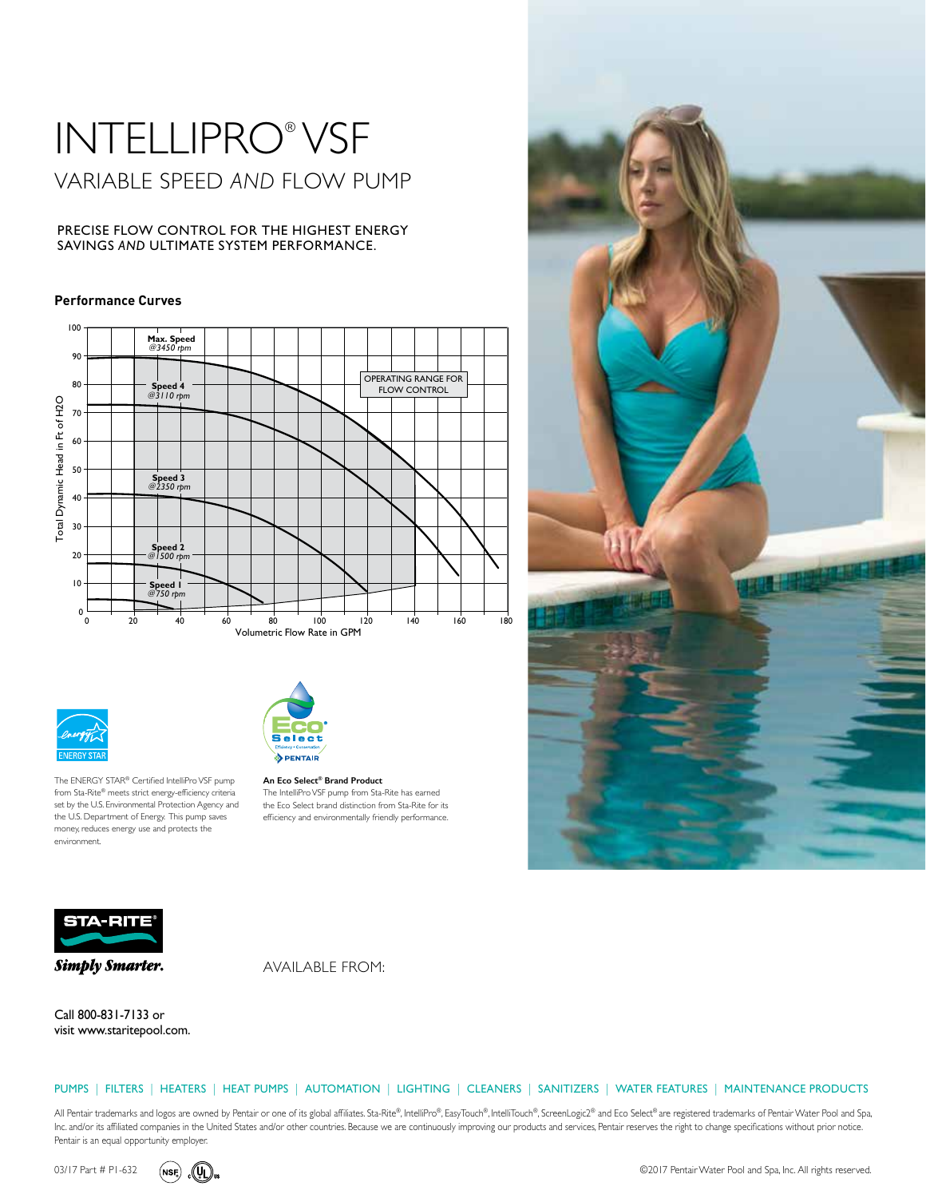# INTELLIPRO® VSF

## VARIABLE SPEED *AND* FLOW PUMP

PRECISE FLOW CONTROL FOR THE HIGHEST ENERGY SAVINGS *AND* ULTIMATE SYSTEM PERFORMANCE.

### Performance Curves

Total Dynamic Head in Ft of H2O

100
90
80
70
60
50
40
30
20
10
0

Max. Speed @3450 rpm
Speed 4 @3110 rpm
Speed 3 @2350 rpm
Speed 2 @1500 rpm
Speed 1 @750 rpm

OPERATING RANGE FOR FLOW CONTROL

0 20 40 60 80 100 120 140 160 180

Volumetric Flow Rate in GPM

ENERGY STAR

The ENERGY STAR® Certified IntelliPro VSF pump from Sta-Rite® meets strict energy-efficiency criteria set by the U.S. Environmental Protection Agency and the U.S. Department of Energy. This pump saves money, reduces energy use and protects the environment.

Eco Select Efficiency • Conservation PENTAIR

**An Eco Select® Brand Product**
The IntelliPro VSF pump from Sta-Rite has earned the Eco Select brand distinction from Sta-Rite for its efficiency and environmentally friendly performance.

STA-RITE®
*Simply Smarter.*

Call 800-831-7133 or visit www.staritepool.com.

AVAILABLE FROM:

PUMPS | FILTERS | HEATERS | HEAT PUMPS | AUTOMATION | LIGHTING | CLEANERS | SANITIZERS | WATER FEATURES | MAINTENANCE PRODUCTS

All Pentair trademarks and logos are owned by Pentair or one of its global affiliates. Sta-Rite®, IntelliPro®, EasyTouch®, IntelliTouch®, ScreenLogic2® and Eco Select® are registered trademarks of Pentair Water Pool and Spa, Inc. and/or its affiliated companies in the United States and/or other countries. Because we are continuously improving our products and services, Pentair reserves the right to change specifications without prior notice. Pentair is an equal opportunity employer.

03/17 Part # P1-632

©2017 Pentair Water Pool and Spa, Inc. All rights reserved.